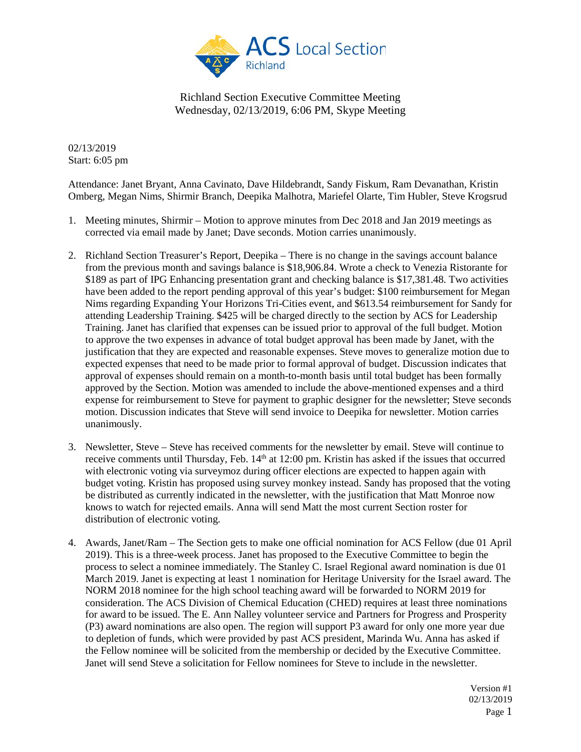# Richland Section Executive Committee Meeting

Wednesday, 02/13/2019, 6:06 PM, Skype Meeting

02/13/2019
Start: 6:05 pm

Attendance: Janet Bryant, Anna Cavinato, Dave Hildebrandt, Sandy Fiskum, Ram Devanathan, Kristin Omberg, Megan Nims, Shirmir Branch, Deepika Malhotra, Mariefel Olarte, Tim Hubler, Steve Krogsrud

1. Meeting minutes, Shirmir – Motion to approve minutes from Dec 2018 and Jan 2019 meetings as corrected via email made by Janet; Dave seconds. Motion carries unanimously.

2. Richland Section Treasurer's Report, Deepika – There is no change in the savings account balance from the previous month and savings balance is $18,906.84. Wrote a check to Venezia Ristorante for $189 as part of IPG Enhancing presentation grant and checking balance is $17,381.48. Two activities have been added to the report pending approval of this year's budget: $100 reimbursement for Megan Nims regarding Expanding Your Horizons Tri-Cities event, and $613.54 reimbursement for Sandy for attending Leadership Training. $425 will be charged directly to the section by ACS for Leadership Training. Janet has clarified that expenses can be issued prior to approval of the full budget. Motion to approve the two expenses in advance of total budget approval has been made by Janet, with the justification that they are expected and reasonable expenses. Steve moves to generalize motion due to expected expenses that need to be made prior to formal approval of budget. Discussion indicates that approval of expenses should remain on a month-to-month basis until total budget has been formally approved by the Section. Motion was amended to include the above-mentioned expenses and a third expense for reimbursement to Steve for payment to graphic designer for the newsletter; Steve seconds motion. Discussion indicates that Steve will send invoice to Deepika for newsletter. Motion carries unanimously.

3. Newsletter, Steve – Steve has received comments for the newsletter by email. Steve will continue to receive comments until Thursday, Feb. 14th at 12:00 pm. Kristin has asked if the issues that occurred with electronic voting via surveymoz during officer elections are expected to happen again with budget voting. Kristin has proposed using survey monkey instead. Sandy has proposed that the voting be distributed as currently indicated in the newsletter, with the justification that Matt Monroe now knows to watch for rejected emails. Anna will send Matt the most current Section roster for distribution of electronic voting.

4. Awards, Janet/Ram – The Section gets to make one official nomination for ACS Fellow (due 01 April 2019). This is a three-week process. Janet has proposed to the Executive Committee to begin the process to select a nominee immediately. The Stanley C. Israel Regional award nomination is due 01 March 2019. Janet is expecting at least 1 nomination for Heritage University for the Israel award. The NORM 2018 nominee for the high school teaching award will be forwarded to NORM 2019 for consideration. The ACS Division of Chemical Education (CHED) requires at least three nominations for award to be issued. The E. Ann Nalley volunteer service and Partners for Progress and Prosperity (P3) award nominations are also open. The region will support P3 award for only one more year due to depletion of funds, which were provided by past ACS president, Marinda Wu. Anna has asked if the Fellow nominee will be solicited from the membership or decided by the Executive Committee. Janet will send Steve a solicitation for Fellow nominees for Steve to include in the newsletter.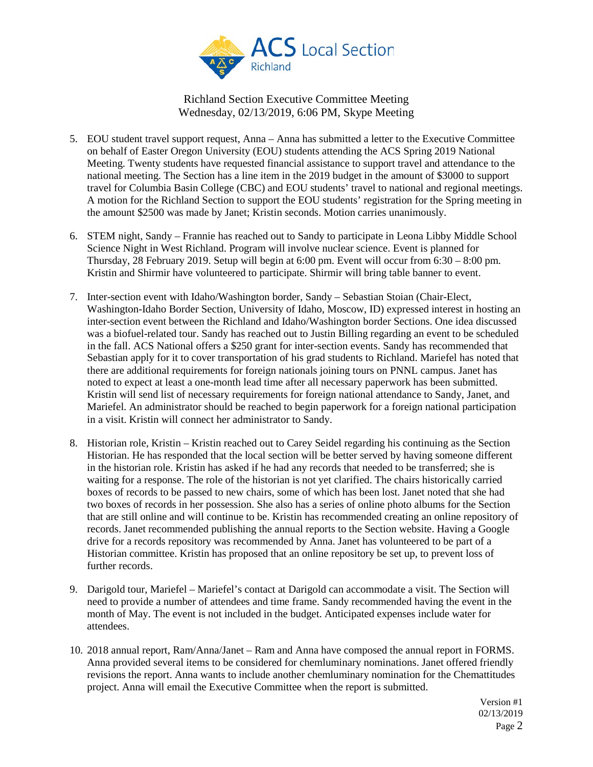Richland Section Executive Committee Meeting
Wednesday, 02/13/2019, 6:06 PM, Skype Meeting

5. EOU student travel support request, Anna – Anna has submitted a letter to the Executive Committee on behalf of Easter Oregon University (EOU) students attending the ACS Spring 2019 National Meeting. Twenty students have requested financial assistance to support travel and attendance to the national meeting. The Section has a line item in the 2019 budget in the amount of $3000 to support travel for Columbia Basin College (CBC) and EOU students' travel to national and regional meetings. A motion for the Richland Section to support the EOU students' registration for the Spring meeting in the amount $2500 was made by Janet; Kristin seconds. Motion carries unanimously.

6. STEM night, Sandy – Frannie has reached out to Sandy to participate in Leona Libby Middle School Science Night in West Richland. Program will involve nuclear science. Event is planned for Thursday, 28 February 2019. Setup will begin at 6:00 pm. Event will occur from 6:30 – 8:00 pm. Kristin and Shirmir have volunteered to participate. Shirmir will bring table banner to event.

7. Inter-section event with Idaho/Washington border, Sandy – Sebastian Stoian (Chair-Elect, Washington-Idaho Border Section, University of Idaho, Moscow, ID) expressed interest in hosting an inter-section event between the Richland and Idaho/Washington border Sections. One idea discussed was a biofuel-related tour. Sandy has reached out to Justin Billing regarding an event to be scheduled in the fall. ACS National offers a $250 grant for inter-section events. Sandy has recommended that Sebastian apply for it to cover transportation of his grad students to Richland. Mariefel has noted that there are additional requirements for foreign nationals joining tours on PNNL campus. Janet has noted to expect at least a one-month lead time after all necessary paperwork has been submitted. Kristin will send list of necessary requirements for foreign national attendance to Sandy, Janet, and Mariefel. An administrator should be reached to begin paperwork for a foreign national participation in a visit. Kristin will connect her administrator to Sandy.

8. Historian role, Kristin – Kristin reached out to Carey Seidel regarding his continuing as the Section Historian. He has responded that the local section will be better served by having someone different in the historian role. Kristin has asked if he had any records that needed to be transferred; she is waiting for a response. The role of the historian is not yet clarified. The chairs historically carried boxes of records to be passed to new chairs, some of which has been lost. Janet noted that she had two boxes of records in her possession. She also has a series of online photo albums for the Section that are still online and will continue to be. Kristin has recommended creating an online repository of records. Janet recommended publishing the annual reports to the Section website. Having a Google drive for a records repository was recommended by Anna. Janet has volunteered to be part of a Historian committee. Kristin has proposed that an online repository be set up, to prevent loss of further records.

9. Darigold tour, Mariefel – Mariefel's contact at Darigold can accommodate a visit. The Section will need to provide a number of attendees and time frame. Sandy recommended having the event in the month of May. The event is not included in the budget. Anticipated expenses include water for attendees.

10. 2018 annual report, Ram/Anna/Janet – Ram and Anna have composed the annual report in FORMS. Anna provided several items to be considered for chemluminary nominations. Janet offered friendly revisions the report. Anna wants to include another chemluminary nomination for the Chemattitudes project. Anna will email the Executive Committee when the report is submitted.

Version #1
02/13/2019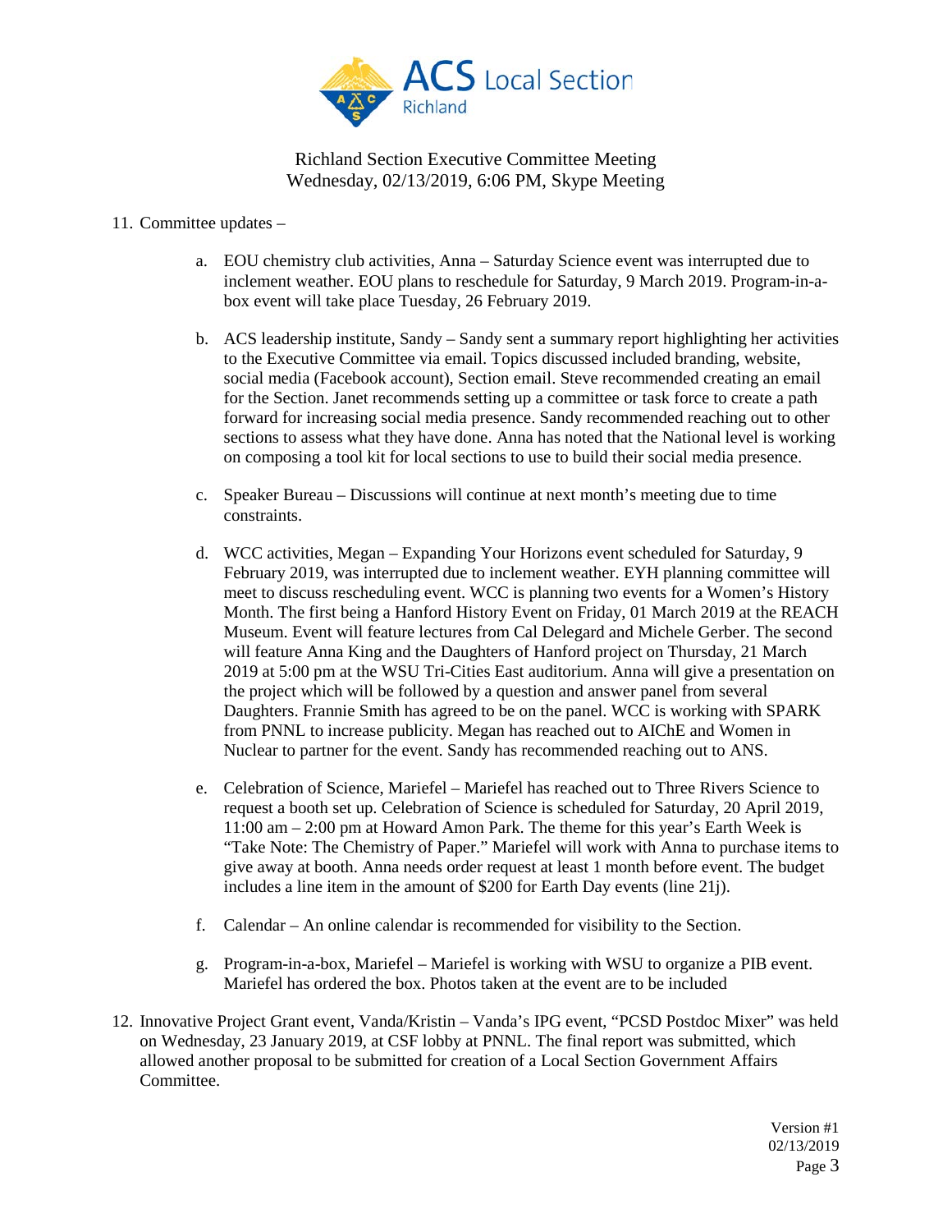Richland Section Executive Committee Meeting
Wednesday, 02/13/2019, 6:06 PM, Skype Meeting

11. Committee updates –

    a. EOU chemistry club activities, Anna – Saturday Science event was interrupted due to inclement weather. EOU plans to reschedule for Saturday, 9 March 2019. Program-in-a-box event will take place Tuesday, 26 February 2019.

    b. ACS leadership institute, Sandy – Sandy sent a summary report highlighting her activities to the Executive Committee via email. Topics discussed included branding, website, social media (Facebook account), Section email. Steve recommended creating an email for the Section. Janet recommends setting up a committee or task force to create a path forward for increasing social media presence. Sandy recommended reaching out to other sections to assess what they have done. Anna has noted that the National level is working on composing a tool kit for local sections to use to build their social media presence.

    c. Speaker Bureau – Discussions will continue at next month's meeting due to time constraints.

    d. WCC activities, Megan – Expanding Your Horizons event scheduled for Saturday, 9 February 2019, was interrupted due to inclement weather. EYH planning committee will meet to discuss rescheduling event. WCC is planning two events for a Women's History Month. The first being a Hanford History Event on Friday, 01 March 2019 at the REACH Museum. Event will feature lectures from Cal Delegard and Michele Gerber. The second will feature Anna King and the Daughters of Hanford project on Thursday, 21 March 2019 at 5:00 pm at the WSU Tri-Cities East auditorium. Anna will give a presentation on the project which will be followed by a question and answer panel from several Daughters. Frannie Smith has agreed to be on the panel. WCC is working with SPARK from PNNL to increase publicity. Megan has reached out to AIChE and Women in Nuclear to partner for the event. Sandy has recommended reaching out to ANS.

    e. Celebration of Science, Mariefel – Mariefel has reached out to Three Rivers Science to request a booth set up. Celebration of Science is scheduled for Saturday, 20 April 2019, 11:00 am – 2:00 pm at Howard Amon Park. The theme for this year's Earth Week is "Take Note: The Chemistry of Paper." Mariefel will work with Anna to purchase items to give away at booth. Anna needs order request at least 1 month before event. The budget includes a line item in the amount of $200 for Earth Day events (line 21j).

    f. Calendar – An online calendar is recommended for visibility to the Section.

    g. Program-in-a-box, Mariefel – Mariefel is working with WSU to organize a PIB event. Mariefel has ordered the box. Photos taken at the event are to be included

12. Innovative Project Grant event, Vanda/Kristin – Vanda's IPG event, "PCSD Postdoc Mixer" was held on Wednesday, 23 January 2019, at CSF lobby at PNNL. The final report was submitted, which allowed another proposal to be submitted for creation of a Local Section Government Affairs Committee.

Version #1
02/13/2019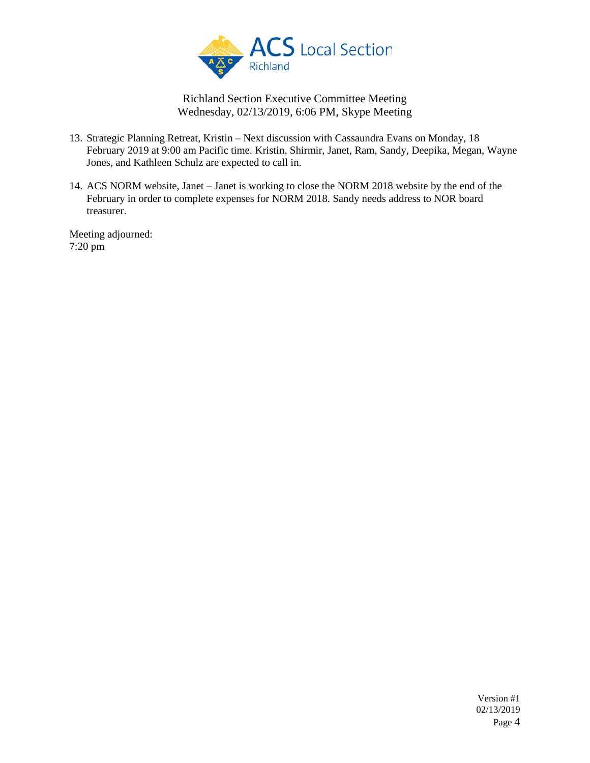Richland Section Executive Committee Meeting
Wednesday, 02/13/2019, 6:06 PM, Skype Meeting

13. Strategic Planning Retreat, Kristin – Next discussion with Cassaundra Evans on Monday, 18 February 2019 at 9:00 am Pacific time. Kristin, Shirmir, Janet, Ram, Sandy, Deepika, Megan, Wayne Jones, and Kathleen Schulz are expected to call in.

14. ACS NORM website, Janet – Janet is working to close the NORM 2018 website by the end of the February in order to complete expenses for NORM 2018. Sandy needs address to NOR board treasurer.

Meeting adjourned:
7:20 pm

Version #1
02/13/2019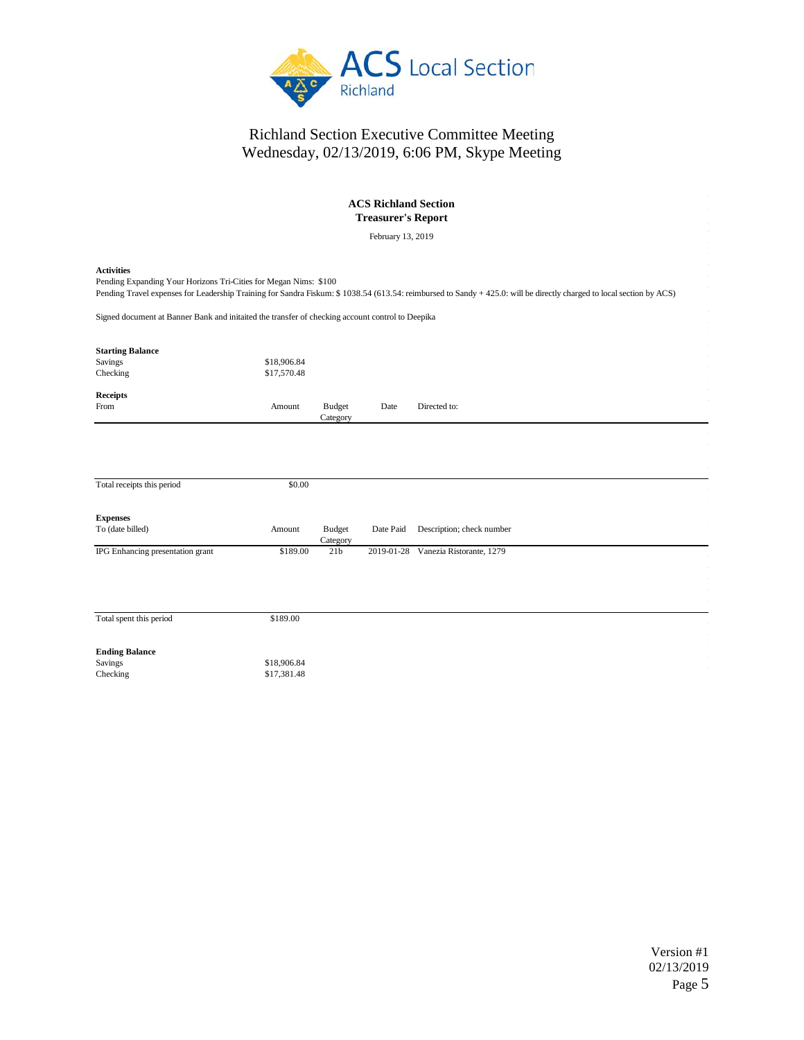# Richland Section Executive Committee Meeting
Wednesday, 02/13/2019, 6:06 PM, Skype Meeting

## ACS Richland Section
### Treasurer's Report

February 13, 2019

**Activities**

Pending Expanding Your Horizons Tri-Cities for Megan Nims: $100

Pending Travel expenses for Leadership Training for Sandra Fiskum: $ 1038.54 (613.54: reimbursed to Sandy + 425.0: will be directly charged to local section by ACS)

Signed document at Banner Bank and initaited the transfer of checking account control to Deepika

**Starting Balance**

| | |
|---|---|
| Savings | $18,906.84 |
| Checking | $17,570.48 |

**Receipts**

| From | Amount | Budget Category | Date | Directed to: |
|---|---|---|---|---|
| Total receipts this period | $0.00 | | | |

**Expenses**

| To (date billed) | Amount | Budget Category | Date Paid | Description; check number |
|---|---|---|---|---|
| IPG Enhancing presentation grant | $189.00 | 21b | 2019-01-28 | Vanezia Ristorante, 1279 |
| Total spent this period | $189.00 | | | |

**Ending Balance**

| | |
|---|---|
| Savings | $18,906.84 |
| Checking | $17,381.48 |

Version #1
02/13/2019